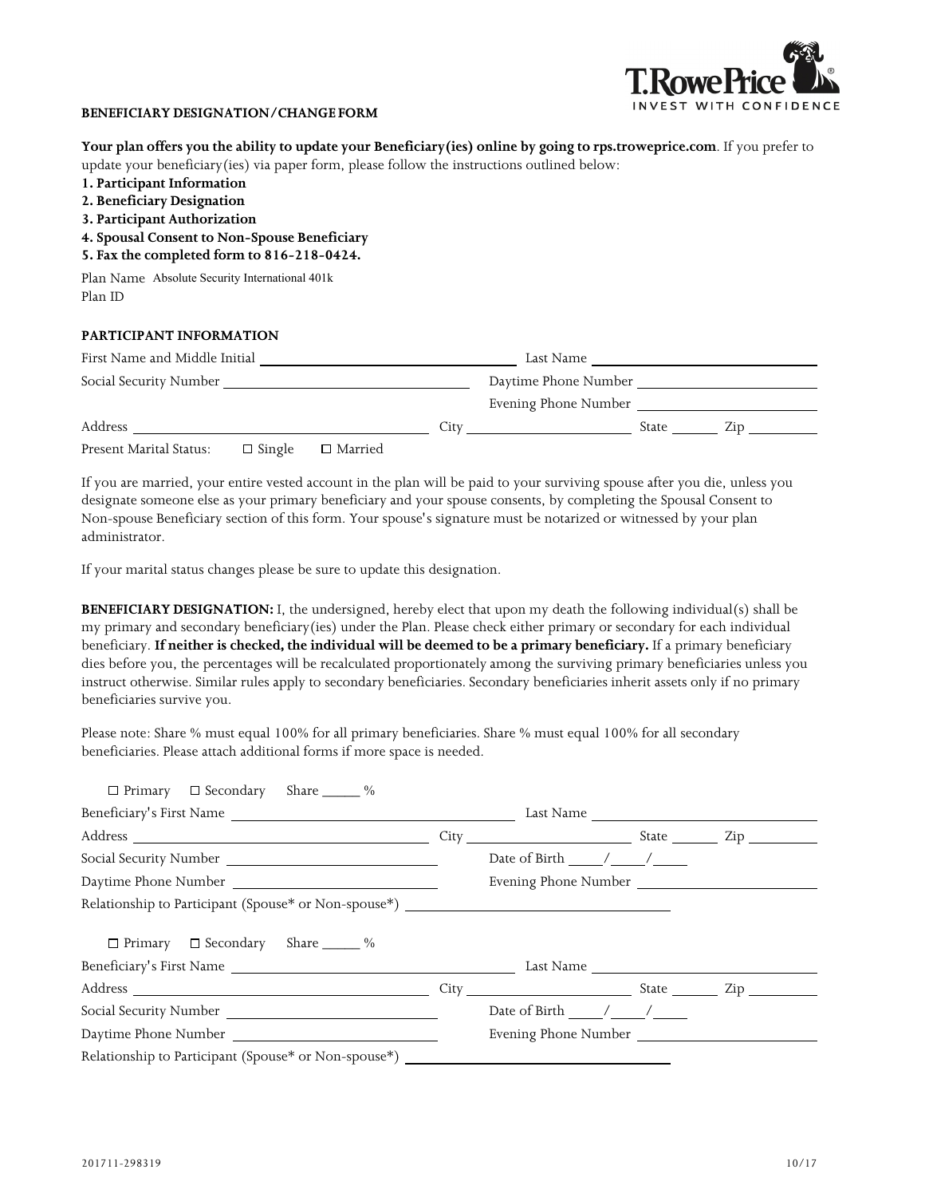**T. Rowe Price** INVEST WITH CONFIDENCE

**BENEFICIARY DESIGNATION/CHANGE FORM**

**Your plan offers you the ability to update your Beneficiary(ies) online by going to rps.troweprice.com**. If you prefer to update your beneficiary(ies) via paper form, please follow the instructions outlined below:

**1. Participant Information**
**2. Beneficiary Designation**
**3. Participant Authorization**
**4. Spousal Consent to Non-Spouse Beneficiary**
**5. Fax the completed form to 816-218-0424.**

Plan Name Absolute Security International 401k
Plan ID

**PARTICIPANT INFORMATION**

First Name and Middle Initial ______________________ Last Name ______________________

Social Security Number ______________________ Daytime Phone Number ______________________

Evening Phone Number ______________________

Address ______________________ City ______________ State ______ Zip ________

Present Marital Status: ☐ Single ☐ Married

If you are married, your entire vested account in the plan will be paid to your surviving spouse after you die, unless you designate someone else as your primary beneficiary and your spouse consents, by completing the Spousal Consent to Non-spouse Beneficiary section of this form. Your spouse's signature must be notarized or witnessed by your plan administrator.

If your marital status changes please be sure to update this designation.

**BENEFICIARY DESIGNATION:** I, the undersigned, hereby elect that upon my death the following individual(s) shall be my primary and secondary beneficiary(ies) under the Plan. Please check either primary or secondary for each individual beneficiary. **If neither is checked, the individual will be deemed to be a primary beneficiary.** If a primary beneficiary dies before you, the percentages will be recalculated proportionately among the surviving primary beneficiaries unless you instruct otherwise. Similar rules apply to secondary beneficiaries. Secondary beneficiaries inherit assets only if no primary beneficiaries survive you.

Please note: Share % must equal 100% for all primary beneficiaries. Share % must equal 100% for all secondary beneficiaries. Please attach additional forms if more space is needed.

☐ Primary ☐ Secondary Share _____ %

Beneficiary's First Name ______________________ Last Name ______________________

Address ______________________ City ______________ State ______ Zip ________

Social Security Number ______________________ Date of Birth ____/____/____

Daytime Phone Number ______________________ Evening Phone Number ______________________

Relationship to Participant (Spouse* or Non-spouse*) ______________________

☐ Primary ☐ Secondary Share _____ %

Beneficiary's First Name ______________________ Last Name ______________________

Address ______________________ City ______________ State ______ Zip ________

Social Security Number ______________________ Date of Birth ____/____/____

Daytime Phone Number ______________________ Evening Phone Number ______________________

Relationship to Participant (Spouse* or Non-spouse*) ______________________

201711-298319 10/17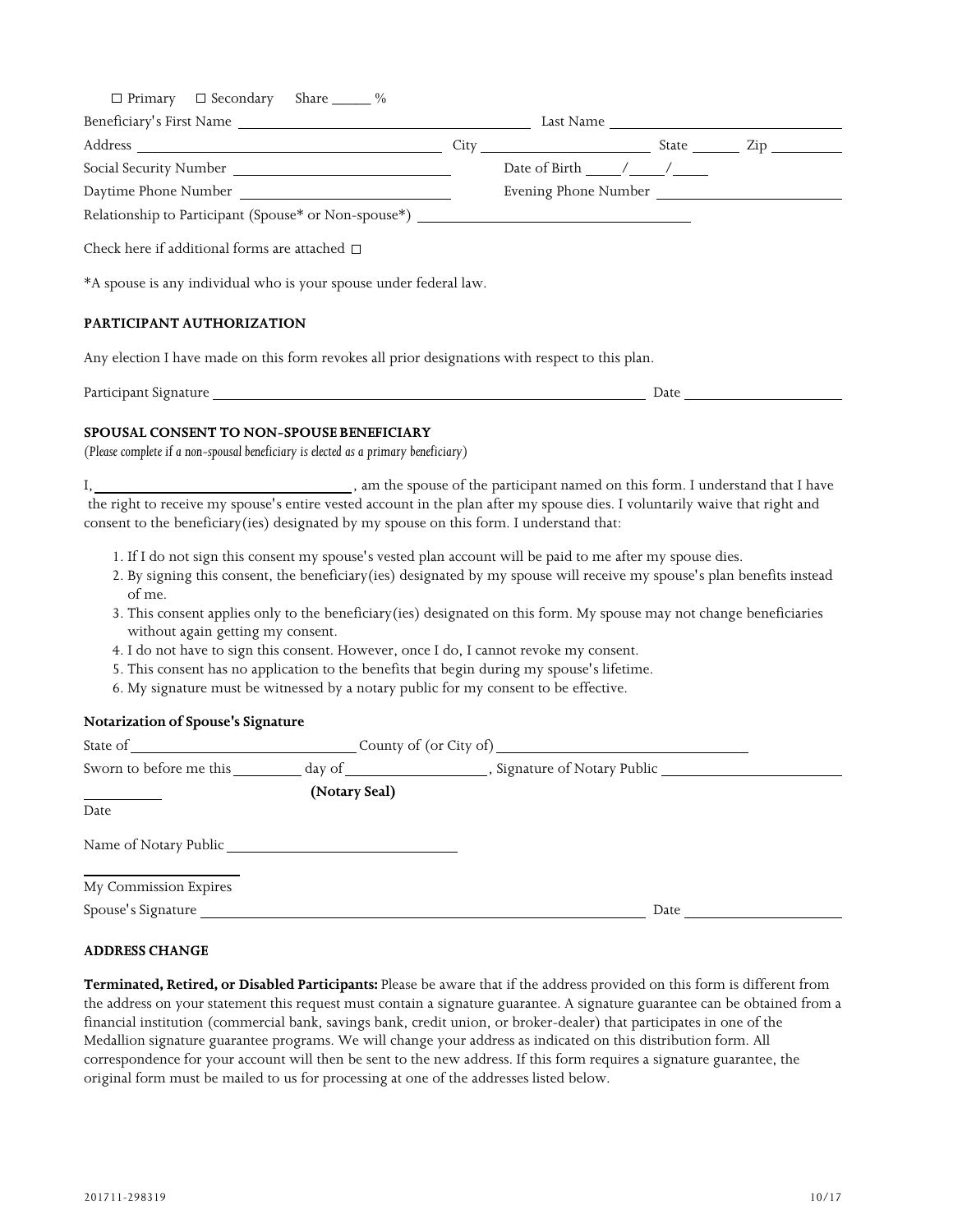☐ Primary ☐ Secondary Share _____ %

Beneficiary's First Name ______________________ Last Name ______________________

Address ______________________ City ______________________ State ________ Zip __________

Social Security Number ______________________ Date of Birth _____/_____/_____

Daytime Phone Number ______________________ Evening Phone Number ______________________

Relationship to Participant (Spouse* or Non-spouse*) ______________________

Check here if additional forms are attached ☐

*A spouse is any individual who is your spouse under federal law.

**PARTICIPANT AUTHORIZATION**

Any election I have made on this form revokes all prior designations with respect to this plan.

Participant Signature ______________________________________ Date ______________

**SPOUSAL CONSENT TO NON-SPOUSE BENEFICIARY**

*(Please complete if a non-spousal beneficiary is elected as a primary beneficiary)*

I, ______________________, am the spouse of the participant named on this form. I understand that I have the right to receive my spouse's entire vested account in the plan after my spouse dies. I voluntarily waive that right and consent to the beneficiary(ies) designated by my spouse on this form. I understand that:

1. If I do not sign this consent my spouse's vested plan account will be paid to me after my spouse dies.
2. By signing this consent, the beneficiary(ies) designated by my spouse will receive my spouse's plan benefits instead of me.
3. This consent applies only to the beneficiary(ies) designated on this form. My spouse may not change beneficiaries without again getting my consent.
4. I do not have to sign this consent. However, once I do, I cannot revoke my consent.
5. This consent has no application to the benefits that begin during my spouse's lifetime.
6. My signature must be witnessed by a notary public for my consent to be effective.

**Notarization of Spouse's Signature**

State of ______________________ County of (or City of) ______________________

Sworn to before me this ________ day of ______________, Signature of Notary Public ______________________

__________ **(Notary Seal)**

Date

Name of Notary Public ______________________

______________________

My Commission Expires

Spouse's Signature ______________________________________ Date ______________

**ADDRESS CHANGE**

**Terminated, Retired, or Disabled Participants:** Please be aware that if the address provided on this form is different from the address on your statement this request must contain a signature guarantee. A signature guarantee can be obtained from a financial institution (commercial bank, savings bank, credit union, or broker-dealer) that participates in one of the Medallion signature guarantee programs. We will change your address as indicated on this distribution form. All correspondence for your account will then be sent to the new address. If this form requires a signature guarantee, the original form must be mailed to us for processing at one of the addresses listed below.

201711-298319 10/17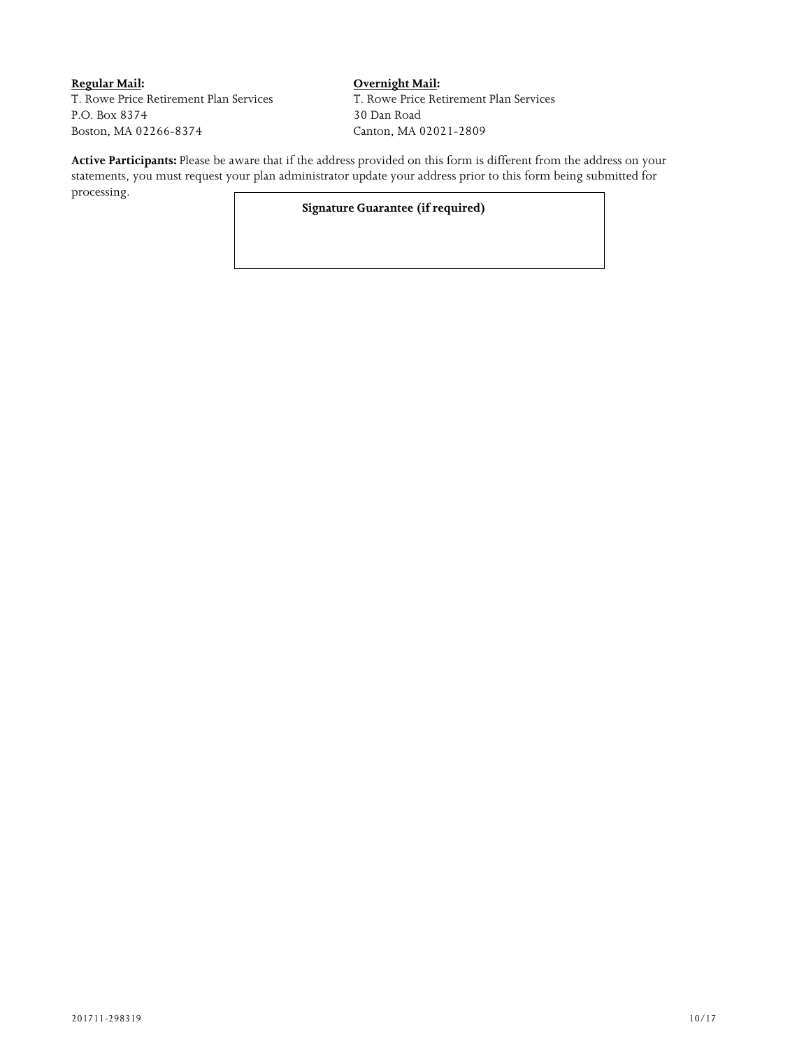**Regular Mail:**
T. Rowe Price Retirement Plan Services
P.O. Box 8374
Boston, MA 02266-8374

**Overnight Mail:**
T. Rowe Price Retirement Plan Services
30 Dan Road
Canton, MA 02021-2809

**Active Participants:** Please be aware that if the address provided on this form is different from the address on your statements, you must request your plan administrator update your address prior to this form being submitted for processing.

**Signature Guarantee (if required)**

201711-298319